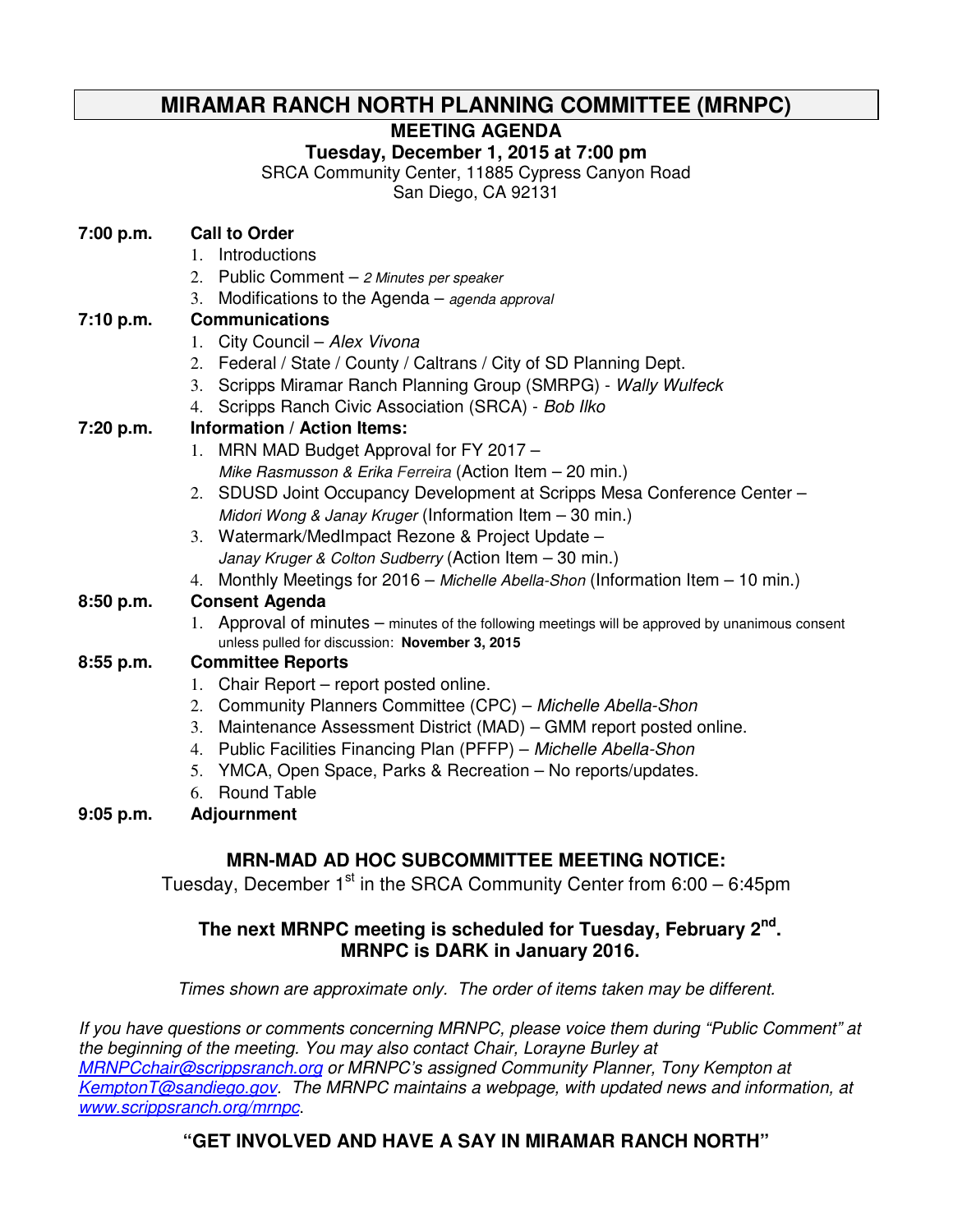# MIRAMAR RANCH NORTH PLANNING COMMITTEE (MRNPC)

## MEETING AGENDA

**Tuesday, December 1, 2015 at 7:00 pm**

SRCA Community Center, 11885 Cypress Canyon Road
San Diego, CA 92131

**7:00 p.m.** **Call to Order**

1. Introductions
2. Public Comment – *2 Minutes per speaker*
3. Modifications to the Agenda – *agenda approval*

**7:10 p.m.** **Communications**

1. City Council – *Alex Vivona*
2. Federal / State / County / Caltrans / City of SD Planning Dept.
3. Scripps Miramar Ranch Planning Group (SMRPG) - *Wally Wulfeck*
4. Scripps Ranch Civic Association (SRCA) - *Bob Ilko*

**7:20 p.m.** **Information / Action Items:**

1. MRN MAD Budget Approval for FY 2017 – *Mike Rasmusson & Erika Ferreira* (Action Item – 20 min.)
2. SDUSD Joint Occupancy Development at Scripps Mesa Conference Center – *Midori Wong & Janay Kruger* (Information Item – 30 min.)
3. Watermark/MedImpact Rezone & Project Update – *Janay Kruger & Colton Sudberry* (Action Item – 30 min.)
4. Monthly Meetings for 2016 – *Michelle Abella-Shon* (Information Item – 10 min.)

**8:50 p.m.** **Consent Agenda**

1. Approval of minutes – minutes of the following meetings will be approved by unanimous consent unless pulled for discussion: **November 3, 2015**

**8:55 p.m.** **Committee Reports**

1. Chair Report – report posted online.
2. Community Planners Committee (CPC) – *Michelle Abella-Shon*
3. Maintenance Assessment District (MAD) – GMM report posted online.
4. Public Facilities Financing Plan (PFFP) – *Michelle Abella-Shon*
5. YMCA, Open Space, Parks & Recreation – No reports/updates.
6. Round Table

**9:05 p.m.** **Adjournment**

**MRN-MAD AD HOC SUBCOMMITTEE MEETING NOTICE:**

Tuesday, December 1st in the SRCA Community Center from 6:00 – 6:45pm

**The next MRNPC meeting is scheduled for Tuesday, February 2nd.**
**MRNPC is DARK in January 2016.**

*Times shown are approximate only. The order of items taken may be different.*

*If you have questions or comments concerning MRNPC, please voice them during "Public Comment" at the beginning of the meeting. You may also contact Chair, Lorayne Burley at [MRNPCchair@scrippsranch.org](mailto:MRNPCchair@scrippsranch.org) or MRNPC's assigned Community Planner, Tony Kempton at [KemptonT@sandiego.gov](mailto:KemptonT@sandiego.gov). The MRNPC maintains a webpage, with updated news and information, at [www.scrippsranch.org/mrnpc](http://www.scrippsranch.org/mrnpc).*

**"GET INVOLVED AND HAVE A SAY IN MIRAMAR RANCH NORTH"**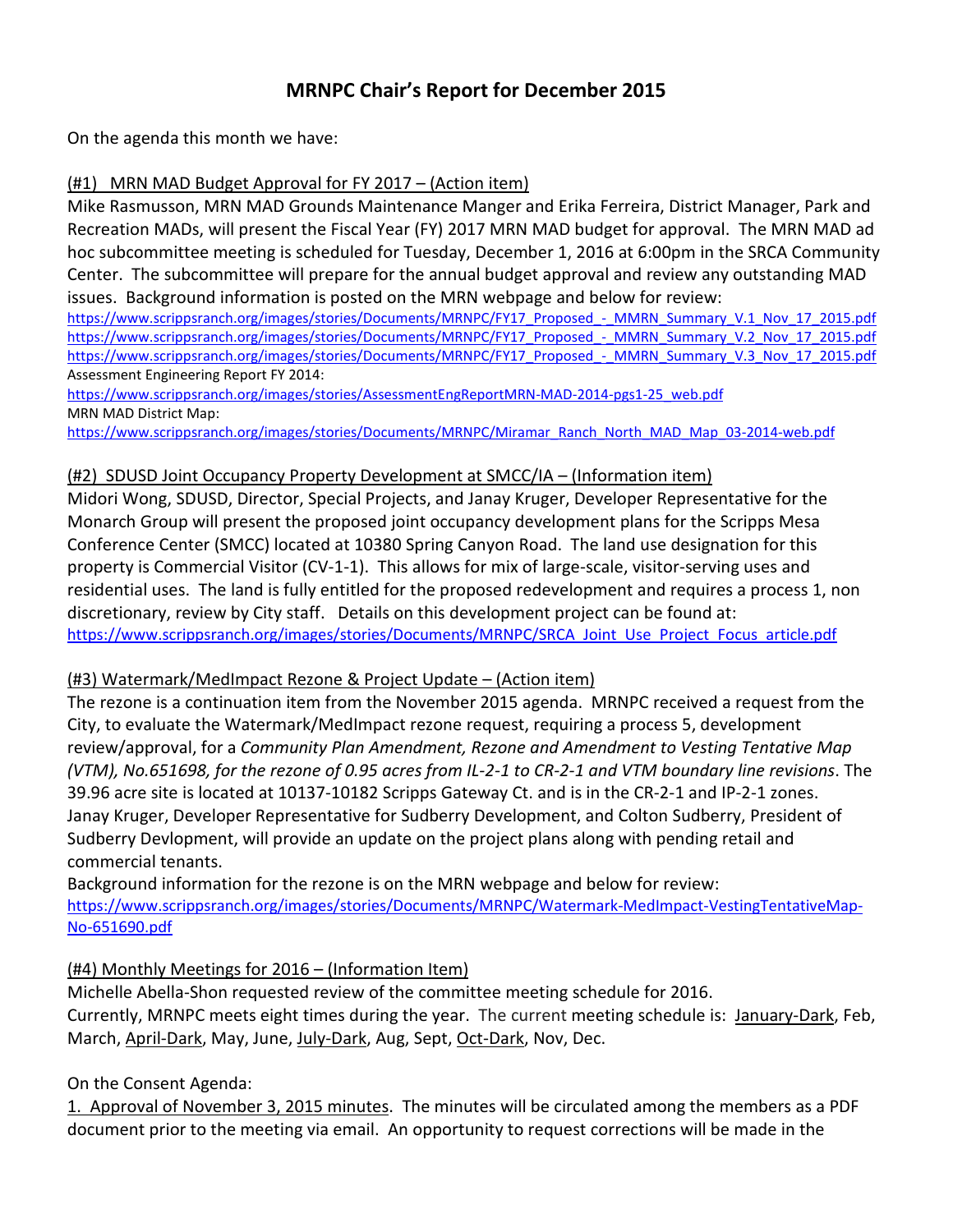# MRNPC Chair's Report for December 2015

On the agenda this month we have:

(#1) MRN MAD Budget Approval for FY 2017 – (Action item)

Mike Rasmusson, MRN MAD Grounds Maintenance Manger and Erika Ferreira, District Manager, Park and Recreation MADs, will present the Fiscal Year (FY) 2017 MRN MAD budget for approval. The MRN MAD ad hoc subcommittee meeting is scheduled for Tuesday, December 1, 2016 at 6:00pm in the SRCA Community Center. The subcommittee will prepare for the annual budget approval and review any outstanding MAD issues. Background information is posted on the MRN webpage and below for review:

https://www.scrippsranch.org/images/stories/Documents/MRNPC/FY17_Proposed_-_MMRN_Summary_V.1_Nov_17_2015.pdf
https://www.scrippsranch.org/images/stories/Documents/MRNPC/FY17_Proposed_-_MMRN_Summary_V.2_Nov_17_2015.pdf
https://www.scrippsranch.org/images/stories/Documents/MRNPC/FY17_Proposed_-_MMRN_Summary_V.3_Nov_17_2015.pdf

Assessment Engineering Report FY 2014:
https://www.scrippsranch.org/images/stories/AssessmentEngReportMRN-MAD-2014-pgs1-25_web.pdf

MRN MAD District Map:
https://www.scrippsranch.org/images/stories/Documents/MRNPC/Miramar_Ranch_North_MAD_Map_03-2014-web.pdf

(#2) SDUSD Joint Occupancy Property Development at SMCC/IA – (Information item)

Midori Wong, SDUSD, Director, Special Projects, and Janay Kruger, Developer Representative for the Monarch Group will present the proposed joint occupancy development plans for the Scripps Mesa Conference Center (SMCC) located at 10380 Spring Canyon Road. The land use designation for this property is Commercial Visitor (CV-1-1). This allows for mix of large-scale, visitor-serving uses and residential uses. The land is fully entitled for the proposed redevelopment and requires a process 1, non discretionary, review by City staff. Details on this development project can be found at:
https://www.scrippsranch.org/images/stories/Documents/MRNPC/SRCA_Joint_Use_Project_Focus_article.pdf

(#3) Watermark/MedImpact Rezone & Project Update – (Action item)

The rezone is a continuation item from the November 2015 agenda. MRNPC received a request from the City, to evaluate the Watermark/MedImpact rezone request, requiring a process 5, development review/approval, for a *Community Plan Amendment, Rezone and Amendment to Vesting Tentative Map (VTM), No.651698, for the rezone of 0.95 acres from IL-2-1 to CR-2-1 and VTM boundary line revisions*. The 39.96 acre site is located at 10137-10182 Scripps Gateway Ct. and is in the CR-2-1 and IP-2-1 zones. Janay Kruger, Developer Representative for Sudberry Development, and Colton Sudberry, President of Sudberry Devlopment, will provide an update on the project plans along with pending retail and commercial tenants.

Background information for the rezone is on the MRN webpage and below for review:
https://www.scrippsranch.org/images/stories/Documents/MRNPC/Watermark-MedImpact-VestingTentativeMap-No-651690.pdf

(#4) Monthly Meetings for 2016 – (Information Item)

Michelle Abella-Shon requested review of the committee meeting schedule for 2016.
Currently, MRNPC meets eight times during the year. The current meeting schedule is: January-Dark, Feb, March, April-Dark, May, June, July-Dark, Aug, Sept, Oct-Dark, Nov, Dec.

On the Consent Agenda:

1. Approval of November 3, 2015 minutes. The minutes will be circulated among the members as a PDF document prior to the meeting via email. An opportunity to request corrections will be made in the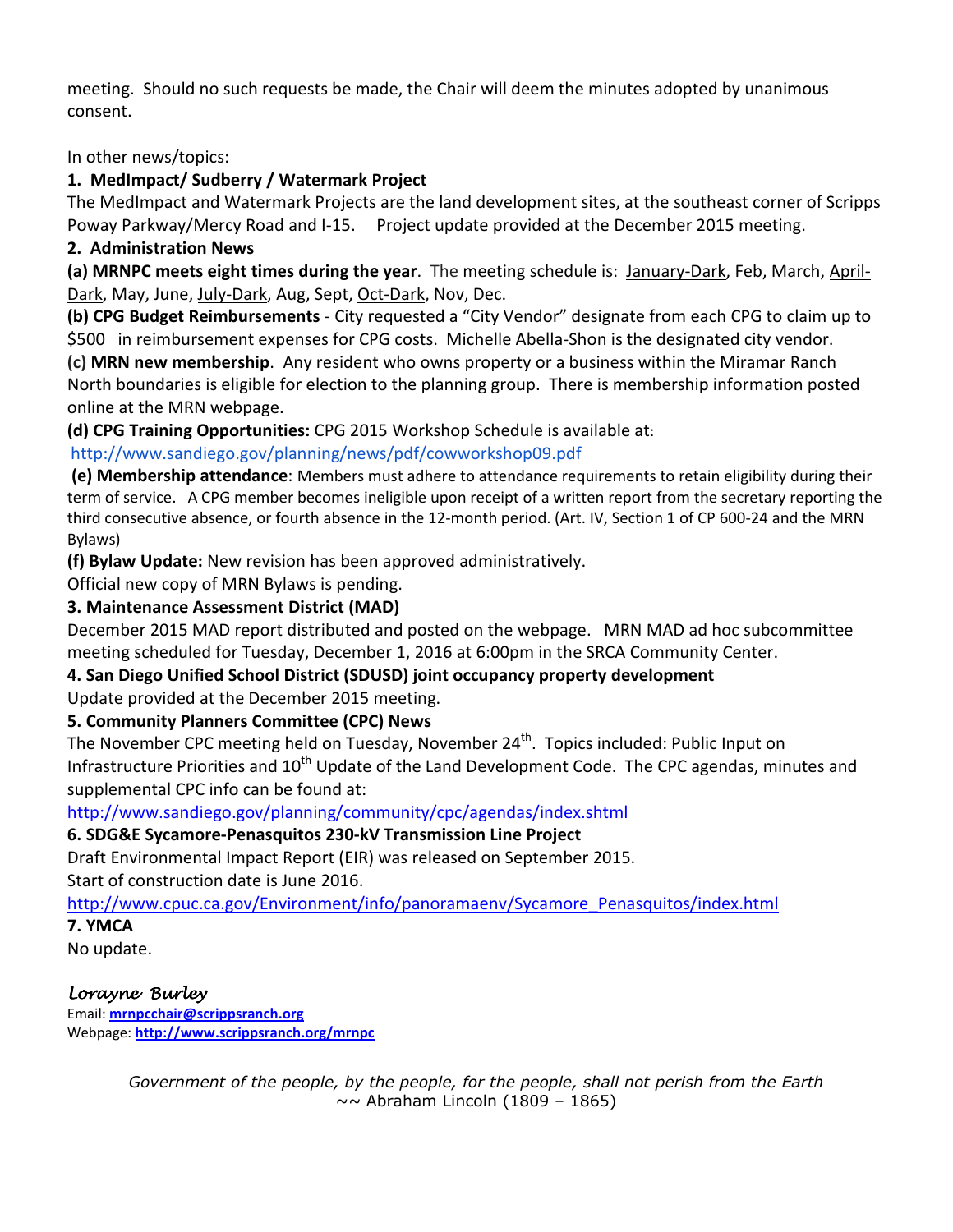meeting. Should no such requests be made, the Chair will deem the minutes adopted by unanimous consent.

In other news/topics:

**1. MedImpact/ Sudberry / Watermark Project**

The MedImpact and Watermark Projects are the land development sites, at the southeast corner of Scripps Poway Parkway/Mercy Road and I-15. Project update provided at the December 2015 meeting.

**2. Administration News**

**(a) MRNPC meets eight times during the year**. The meeting schedule is: January-Dark, Feb, March, April-Dark, May, June, July-Dark, Aug, Sept, Oct-Dark, Nov, Dec.

**(b) CPG Budget Reimbursements** - City requested a "City Vendor" designate from each CPG to claim up to $500 in reimbursement expenses for CPG costs. Michelle Abella-Shon is the designated city vendor.

**(c) MRN new membership**. Any resident who owns property or a business within the Miramar Ranch North boundaries is eligible for election to the planning group. There is membership information posted online at the MRN webpage.

**(d) CPG Training Opportunities:** CPG 2015 Workshop Schedule is available at:
http://www.sandiego.gov/planning/news/pdf/cowworkshop09.pdf

**(e) Membership attendance**: Members must adhere to attendance requirements to retain eligibility during their term of service. A CPG member becomes ineligible upon receipt of a written report from the secretary reporting the third consecutive absence, or fourth absence in the 12-month period. (Art. IV, Section 1 of CP 600-24 and the MRN Bylaws)

**(f) Bylaw Update:** New revision has been approved administratively.
Official new copy of MRN Bylaws is pending.

**3. Maintenance Assessment District (MAD)**

December 2015 MAD report distributed and posted on the webpage. MRN MAD ad hoc subcommittee meeting scheduled for Tuesday, December 1, 2016 at 6:00pm in the SRCA Community Center.

**4. San Diego Unified School District (SDUSD) joint occupancy property development**

Update provided at the December 2015 meeting.

**5. Community Planners Committee (CPC) News**

The November CPC meeting held on Tuesday, November 24th. Topics included: Public Input on Infrastructure Priorities and 10th Update of the Land Development Code. The CPC agendas, minutes and supplemental CPC info can be found at:
http://www.sandiego.gov/planning/community/cpc/agendas/index.shtml

**6. SDG&E Sycamore-Penasquitos 230-kV Transmission Line Project**

Draft Environmental Impact Report (EIR) was released on September 2015.
Start of construction date is June 2016.
http://www.cpuc.ca.gov/Environment/info/panoramaenv/Sycamore_Penasquitos/index.html

**7. YMCA**

No update.

*Lorayne Burley*
Email: **mrnpcchair@scrippsranch.org**
Webpage: **http://www.scrippsranch.org/mrnpc**

*Government of the people, by the people, for the people, shall not perish from the Earth*
~~ Abraham Lincoln (1809 – 1865)